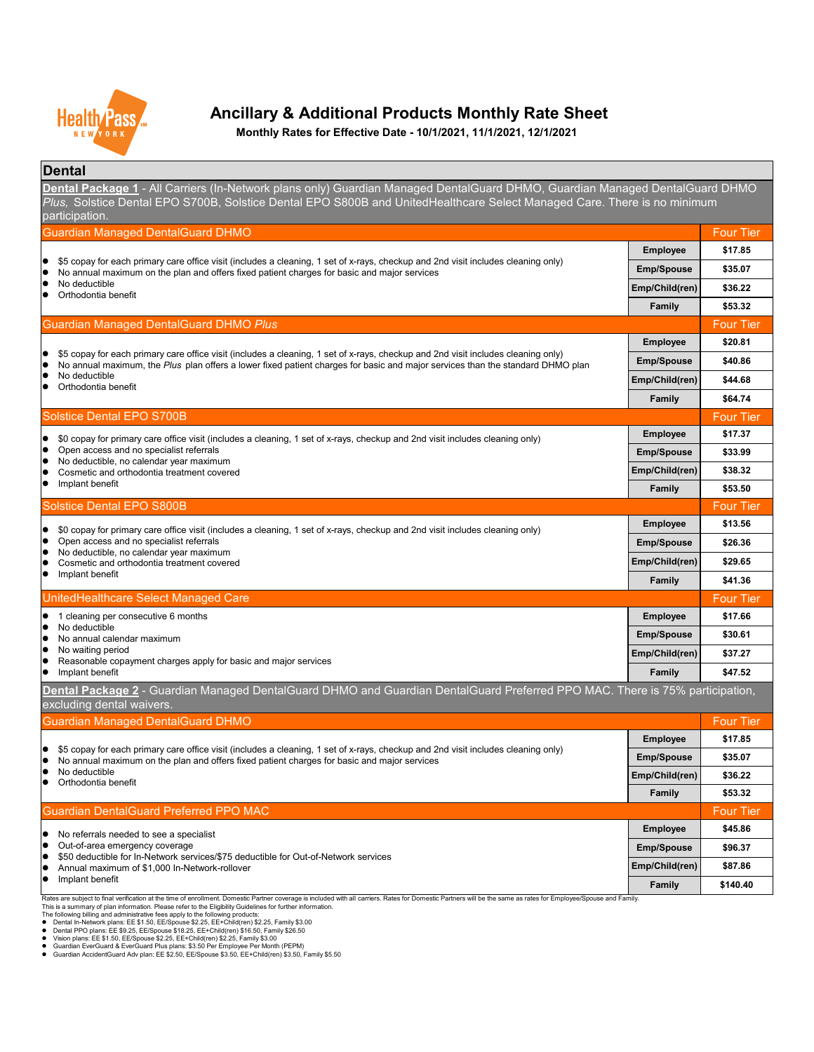# Ancillary & Additional Products Monthly Rate Sheet

**Monthly Rates for Effective Date - 10/1/2021, 11/1/2021, 12/1/2021**

## Dental

**Dental Package 1** - All Carriers (In-Network plans only) Guardian Managed DentalGuard DHMO, Guardian Managed DentalGuard DHMO *Plus,* Solstice Dental EPO S700B, Solstice Dental EPO S800B and UnitedHealthcare Select Managed Care. There is no minimum participation.

### Guardian Managed DentalGuard DHMO

- $5 copay for each primary care office visit (includes a cleaning, 1 set of x-rays, checkup and 2nd visit includes cleaning only)
- No annual maximum on the plan and offers fixed patient charges for basic and major services
- No deductible
- Orthodontia benefit

| Four Tier | |
|---|---|
| Employee | $17.85 |
| Emp/Spouse | $35.07 |
| Emp/Child(ren) | $36.22 |
| Family | $53.32 |

### Guardian Managed DentalGuard DHMO *Plus*

- $5 copay for each primary care office visit (includes a cleaning, 1 set of x-rays, checkup and 2nd visit includes cleaning only)
- No annual maximum, the *Plus* plan offers a lower fixed patient charges for basic and major services than the standard DHMO plan
- No deductible
- Orthodontia benefit

| Four Tier | |
|---|---|
| Employee | $20.81 |
| Emp/Spouse | $40.86 |
| Emp/Child(ren) | $44.68 |
| Family | $64.74 |

### Solstice Dental EPO S700B

- $0 copay for primary care office visit (includes a cleaning, 1 set of x-rays, checkup and 2nd visit includes cleaning only)
- Open access and no specialist referrals
- No deductible, no calendar year maximum
- Cosmetic and orthodontia treatment covered
- Implant benefit

| Four Tier | |
|---|---|
| Employee | $17.37 |
| Emp/Spouse | $33.99 |
| Emp/Child(ren) | $38.32 |
| Family | $53.50 |

### Solstice Dental EPO S800B

- $0 copay for primary care office visit (includes a cleaning, 1 set of x-rays, checkup and 2nd visit includes cleaning only)
- Open access and no specialist referrals
- No deductible, no calendar year maximum
- Cosmetic and orthodontia treatment covered
- Implant benefit

| Four Tier | |
|---|---|
| Employee | $13.56 |
| Emp/Spouse | $26.36 |
| Emp/Child(ren) | $29.65 |
| Family | $41.36 |

### UnitedHealthcare Select Managed Care

- 1 cleaning per consecutive 6 months
- No deductible
- No annual calendar maximum
- No waiting period
- Reasonable copayment charges apply for basic and major services
- Implant benefit

| Four Tier | |
|---|---|
| Employee | $17.66 |
| Emp/Spouse | $30.61 |
| Emp/Child(ren) | $37.27 |
| Family | $47.52 |

**Dental Package 2** - Guardian Managed DentalGuard DHMO and Guardian DentalGuard Preferred PPO MAC. There is 75% participation, excluding dental waivers.

### Guardian Managed DentalGuard DHMO

- $5 copay for each primary care office visit (includes a cleaning, 1 set of x-rays, checkup and 2nd visit includes cleaning only)
- No annual maximum on the plan and offers fixed patient charges for basic and major services
- No deductible
- Orthodontia benefit

| Four Tier | |
|---|---|
| Employee | $17.85 |
| Emp/Spouse | $35.07 |
| Emp/Child(ren) | $36.22 |
| Family | $53.32 |

### Guardian DentalGuard Preferred PPO MAC

- No referrals needed to see a specialist
- Out-of-area emergency coverage
- $50 deductible for In-Network services/$75 deductible for Out-of-Network services
- Annual maximum of $1,000 In-Network-rollover
- Implant benefit

| Four Tier | |
|---|---|
| Employee | $45.86 |
| Emp/Spouse | $96.37 |
| Emp/Child(ren) | $87.86 |
| Family | $140.40 |

Rates are subject to final verification at the time of enrollment. Domestic Partner coverage is included with all carriers. Rates for Domestic Partners will be the same as rates for Employee/Spouse and Family.
This is a summary of plan information. Please refer to the Eligibility Guidelines for further information.
The following billing and administrative fees apply to the following products:

- Dental In-Network plans: EE $1.50, EE/Spouse $2.25, EE+Child(ren) $2.25, Family $3.00
- Dental PPO plans: EE $9.25, EE/Spouse $18.25, EE+Child(ren) $16.50, Family $26.50
- Vision plans: EE $1.50, EE/Spouse $2.25, EE+Child(ren) $2.25, Family $3.00
- Guardian EverGuard & EverGuard Plus plans: $3.50 Per Employee Per Month (PEPM)
- Guardian AccidentGuard Adv plan: EE $2.50, EE/Spouse $3.50, EE+Child(ren) $3.50, Family $5.50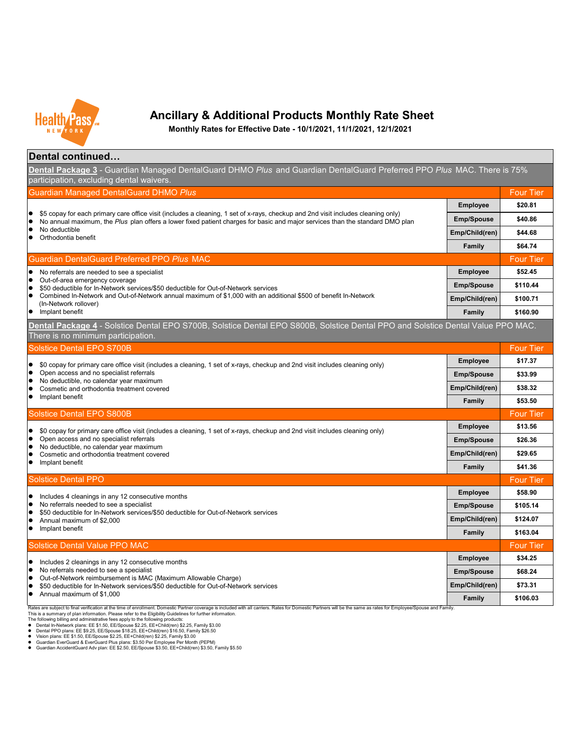# Ancillary & Additional Products Monthly Rate Sheet

**Monthly Rates for Effective Date - 10/1/2021, 11/1/2021, 12/1/2021**

## Dental continued…

### Dental Package 3 - Guardian Managed DentalGuard DHMO *Plus* and Guardian DentalGuard Preferred PPO *Plus* MAC. There is 75% participation, excluding dental waivers.

#### Guardian Managed DentalGuard DHMO *Plus*

- $5 copay for each primary care office visit (includes a cleaning, 1 set of x-rays, checkup and 2nd visit includes cleaning only)
- No annual maximum, the *Plus* plan offers a lower fixed patient charges for basic and major services than the standard DMO plan
- No deductible
- Orthodontia benefit

| Four Tier | |
|---|---|
| Employee | $20.81 |
| Emp/Spouse | $40.86 |
| Emp/Child(ren) | $44.68 |
| Family | $64.74 |

#### Guardian DentalGuard Preferred PPO *Plus* MAC

- No referrals are needed to see a specialist
- Out-of-area emergency coverage
- $50 deductible for In-Network services/$50 deductible for Out-of-Network services
- Combined In-Network and Out-of-Network annual maximum of $1,000 with an additional $500 of benefit In-Network (In-Network rollover)
- Implant benefit

| Four Tier | |
|---|---|
| Employee | $52.45 |
| Emp/Spouse | $110.44 |
| Emp/Child(ren) | $100.71 |
| Family | $160.90 |

### Dental Package 4 - Solstice Dental EPO S700B, Solstice Dental EPO S800B, Solstice Dental PPO and Solstice Dental Value PPO MAC. There is no minimum participation.

#### Solstice Dental EPO S700B

- $0 copay for primary care office visit (includes a cleaning, 1 set of x-rays, checkup and 2nd visit includes cleaning only)
- Open access and no specialist referrals
- No deductible, no calendar year maximum
- Cosmetic and orthodontia treatment covered
- Implant benefit

| Four Tier | |
|---|---|
| Employee | $17.37 |
| Emp/Spouse | $33.99 |
| Emp/Child(ren) | $38.32 |
| Family | $53.50 |

#### Solstice Dental EPO S800B

- $0 copay for primary care office visit (includes a cleaning, 1 set of x-rays, checkup and 2nd visit includes cleaning only)
- Open access and no specialist referrals
- No deductible, no calendar year maximum
- Cosmetic and orthodontia treatment covered
- Implant benefit

| Four Tier | |
|---|---|
| Employee | $13.56 |
| Emp/Spouse | $26.36 |
| Emp/Child(ren) | $29.65 |
| Family | $41.36 |

#### Solstice Dental PPO

- Includes 4 cleanings in any 12 consecutive months
- No referrals needed to see a specialist
- $50 deductible for In-Network services/$50 deductible for Out-of-Network services
- Annual maximum of $2,000
- Implant benefit

| Four Tier | |
|---|---|
| Employee | $58.90 |
| Emp/Spouse | $105.14 |
| Emp/Child(ren) | $124.07 |
| Family | $163.04 |

#### Solstice Dental Value PPO MAC

- Includes 2 cleanings in any 12 consecutive months
- No referrals needed to see a specialist
- Out-of-Network reimbursement is MAC (Maximum Allowable Charge)
- $50 deductible for In-Network services/$50 deductible for Out-of-Network services
- Annual maximum of $1,000

| Four Tier | |
|---|---|
| Employee | $34.25 |
| Emp/Spouse | $68.24 |
| Emp/Child(ren) | $73.31 |
| Family | $106.03 |

Rates are subject to final verification at the time of enrollment. Domestic Partner coverage is included with all carriers. Rates for Domestic Partners will be the same as rates for Employee/Spouse and Family.
This is a summary of plan information. Please refer to the Eligibility Guidelines for further information.
The following billing and administrative fees apply to the following products:

- Dental In-Network plans: EE $1.50, EE/Spouse $2.25, EE+Child(ren) $2.25, Family $3.00
- Dental PPO plans: EE $9.25, EE/Spouse $18.25, EE+Child(ren) $16.50, Family $26.50
- Vision plans: EE $1.50, EE/Spouse $2.25, EE+Child(ren) $2.25, Family $3.00
- Guardian EverGuard & EverGuard Plus plans: $3.50 Per Employee Per Month (PEPM)
- Guardian AccidentGuard Adv plan: EE $2.50, EE/Spouse $3.50, EE+Child(ren) $3.50, Family $5.50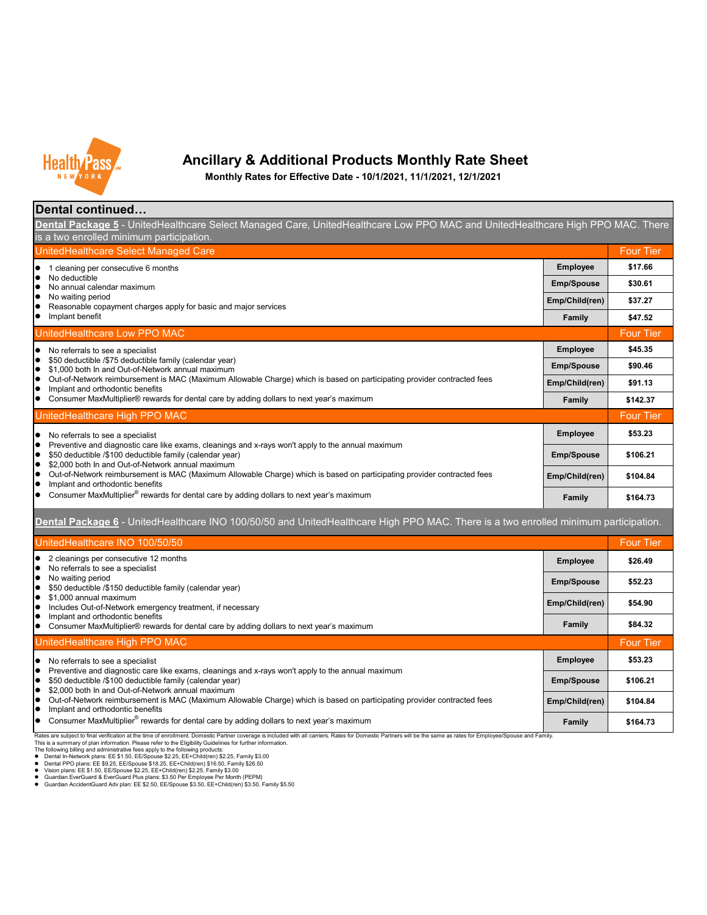# Ancillary & Additional Products Monthly Rate Sheet

**Monthly Rates for Effective Date - 10/1/2021, 11/1/2021, 12/1/2021**

## Dental continued…

**Dental Package 5** - UnitedHealthcare Select Managed Care, UnitedHealthcare Low PPO MAC and UnitedHealthcare High PPO MAC. There is a two enrolled minimum participation.

### UnitedHealthcare Select Managed Care

- 1 cleaning per consecutive 6 months
- No deductible
- No annual calendar maximum
- No waiting period
- Reasonable copayment charges apply for basic and major services
- Implant benefit

| Four Tier | |
|---|---|
| Employee | $17.66 |
| Emp/Spouse | $30.61 |
| Emp/Child(ren) | $37.27 |
| Family | $47.52 |

### UnitedHealthcare Low PPO MAC

- No referrals to see a specialist
- $50 deductible /$75 deductible family (calendar year)
- $1,000 both In and Out-of-Network annual maximum
- Out-of-Network reimbursement is MAC (Maximum Allowable Charge) which is based on participating provider contracted fees
- Implant and orthodontic benefits
- Consumer MaxMultiplier® rewards for dental care by adding dollars to next year's maximum

| Four Tier | |
|---|---|
| Employee | $45.35 |
| Emp/Spouse | $90.46 |
| Emp/Child(ren) | $91.13 |
| Family | $142.37 |

### UnitedHealthcare High PPO MAC

- No referrals to see a specialist
- Preventive and diagnostic care like exams, cleanings and x-rays won't apply to the annual maximum
- $50 deductible /$100 deductible family (calendar year)
- $2,000 both In and Out-of-Network annual maximum
- Out-of-Network reimbursement is MAC (Maximum Allowable Charge) which is based on participating provider contracted fees
- Implant and orthodontic benefits
- Consumer MaxMultiplier® rewards for dental care by adding dollars to next year's maximum

| Four Tier | |
|---|---|
| Employee | $53.23 |
| Emp/Spouse | $106.21 |
| Emp/Child(ren) | $104.84 |
| Family | $164.73 |

**Dental Package 6** - UnitedHealthcare INO 100/50/50 and UnitedHealthcare High PPO MAC. There is a two enrolled minimum participation.

### UnitedHealthcare INO 100/50/50

- 2 cleanings per consecutive 12 months
- No referrals to see a specialist
- No waiting period
- $50 deductible /$150 deductible family (calendar year)
- $1,000 annual maximum
- Includes Out-of-Network emergency treatment, if necessary
- Implant and orthodontic benefits
- Consumer MaxMultiplier® rewards for dental care by adding dollars to next year's maximum

| Four Tier | |
|---|---|
| Employee | $26.49 |
| Emp/Spouse | $52.23 |
| Emp/Child(ren) | $54.90 |
| Family | $84.32 |

### UnitedHealthcare High PPO MAC

- No referrals to see a specialist
- Preventive and diagnostic care like exams, cleanings and x-rays won't apply to the annual maximum
- $50 deductible /$100 deductible family (calendar year)
- $2,000 both In and Out-of-Network annual maximum
- Out-of-Network reimbursement is MAC (Maximum Allowable Charge) which is based on participating provider contracted fees
- Implant and orthodontic benefits
- Consumer MaxMultiplier® rewards for dental care by adding dollars to next year's maximum

| Four Tier | |
|---|---|
| Employee | $53.23 |
| Emp/Spouse | $106.21 |
| Emp/Child(ren) | $104.84 |
| Family | $164.73 |

Rates are subject to final verification at the time of enrollment. Domestic Partner coverage is included with all carriers. Rates for Domestic Partners will be the same as rates for Employee/Spouse and Family.
This is a summary of plan information. Please refer to the Eligibility Guidelines for further information.
The following billing and administrative fees apply to the following products:

- Dental In-Network plans: EE $1.50, EE/Spouse $2.25, EE+Child(ren) $2.25, Family $3.00
- Dental PPO plans: EE $9.25, EE/Spouse $18.25, EE+Child(ren) $16.50, Family $26.50
- Vision plans: EE $1.50, EE/Spouse $2.25, EE+Child(ren) $2.25, Family $3.00
- Guardian EverGuard & EverGuard Plus plans: $3.50 Per Employee Per Month (PEPM)
- Guardian AccidentGuard Adv plan: EE $2.50, EE/Spouse $3.50, EE+Child(ren) $3.50, Family $5.50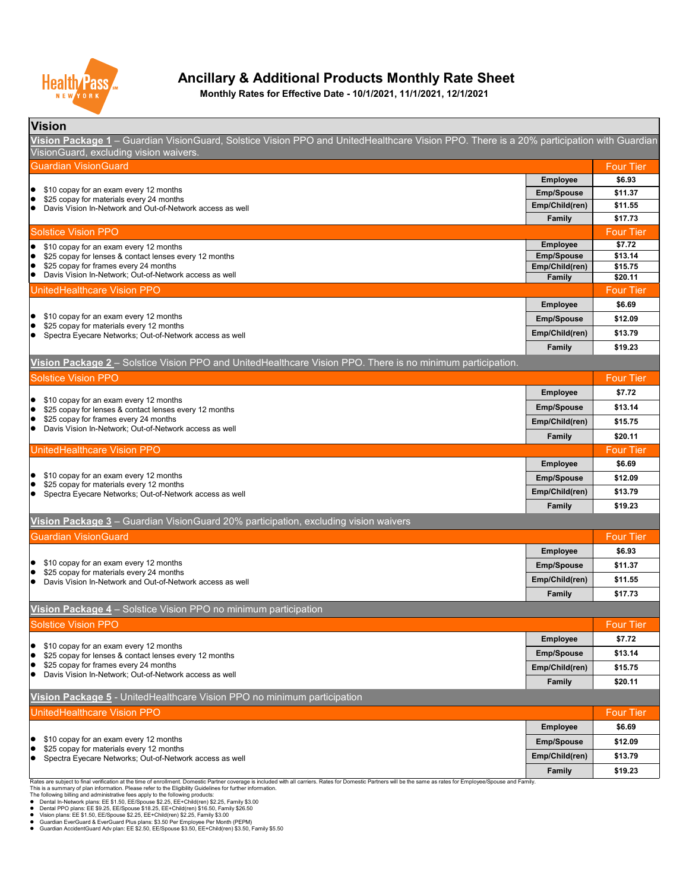# Ancillary & Additional Products Monthly Rate Sheet

**Monthly Rates for Effective Date - 10/1/2021, 11/1/2021, 12/1/2021**

## Vision

### Vision Package 1 – Guardian VisionGuard, Solstice Vision PPO and UnitedHealthcare Vision PPO. There is a 20% participation with Guardian VisionGuard, excluding vision waivers.

| Guardian VisionGuard | | Four Tier |
|---|---|---|
| ● $10 copay for an exam every 12 months<br>● $25 copay for materials every 24 months<br>● Davis Vision In-Network and Out-of-Network access as well | Employee | $6.93 |
| | Emp/Spouse | $11.37 |
| | Emp/Child(ren) | $11.55 |
| | Family | $17.73 |

| Solstice Vision PPO | | Four Tier |
|---|---|---|
| ● $10 copay for an exam every 12 months<br>● $25 copay for lenses & contact lenses every 12 months<br>● $25 copay for frames every 24 months<br>● Davis Vision In-Network; Out-of-Network access as well | Employee | $7.72 |
| | Emp/Spouse | $13.14 |
| | Emp/Child(ren) | $15.75 |
| | Family | $20.11 |

| UnitedHealthcare Vision PPO | | Four Tier |
|---|---|---|
| ● $10 copay for an exam every 12 months<br>● $25 copay for materials every 12 months<br>● Spectra Eyecare Networks; Out-of-Network access as well | Employee | $6.69 |
| | Emp/Spouse | $12.09 |
| | Emp/Child(ren) | $13.79 |
| | Family | $19.23 |

### Vision Package 2 – Solstice Vision PPO and UnitedHealthcare Vision PPO. There is no minimum participation.

| Solstice Vision PPO | | Four Tier |
|---|---|---|
| ● $10 copay for an exam every 12 months<br>● $25 copay for lenses & contact lenses every 12 months<br>● $25 copay for frames every 24 months<br>● Davis Vision In-Network; Out-of-Network access as well | Employee | $7.72 |
| | Emp/Spouse | $13.14 |
| | Emp/Child(ren) | $15.75 |
| | Family | $20.11 |

| UnitedHealthcare Vision PPO | | Four Tier |
|---|---|---|
| ● $10 copay for an exam every 12 months<br>● $25 copay for materials every 12 months<br>● Spectra Eyecare Networks; Out-of-Network access as well | Employee | $6.69 |
| | Emp/Spouse | $12.09 |
| | Emp/Child(ren) | $13.79 |
| | Family | $19.23 |

### Vision Package 3 – Guardian VisionGuard 20% participation, excluding vision waivers

| Guardian VisionGuard | | Four Tier |
|---|---|---|
| ● $10 copay for an exam every 12 months<br>● $25 copay for materials every 24 months<br>● Davis Vision In-Network and Out-of-Network access as well | Employee | $6.93 |
| | Emp/Spouse | $11.37 |
| | Emp/Child(ren) | $11.55 |
| | Family | $17.73 |

### Vision Package 4 – Solstice Vision PPO no minimum participation

| Solstice Vision PPO | | Four Tier |
|---|---|---|
| ● $10 copay for an exam every 12 months<br>● $25 copay for lenses & contact lenses every 12 months<br>● $25 copay for frames every 24 months<br>● Davis Vision In-Network; Out-of-Network access as well | Employee | $7.72 |
| | Emp/Spouse | $13.14 |
| | Emp/Child(ren) | $15.75 |
| | Family | $20.11 |

### Vision Package 5 - UnitedHealthcare Vision PPO no minimum participation

| UnitedHealthcare Vision PPO | | Four Tier |
|---|---|---|
| ● $10 copay for an exam every 12 months<br>● $25 copay for materials every 12 months<br>● Spectra Eyecare Networks; Out-of-Network access as well | Employee | $6.69 |
| | Emp/Spouse | $12.09 |
| | Emp/Child(ren) | $13.79 |
| | Family | $19.23 |

Rates are subject to final verification at the time of enrollment. Domestic Partner coverage is included with all carriers. Rates for Domestic Partners will be the same as rates for Employee/Spouse and Family.
This is a summary of plan information. Please refer to the Eligibility Guidelines for further information.
The following billing and administrative fees apply to the following products:

- Dental In-Network plans: EE $1.50, EE/Spouse $2.25, EE+Child(ren) $2.25, Family $3.00
- Dental PPO plans: EE $9.25, EE/Spouse $18.25, EE+Child(ren) $16.50, Family $26.50
- Vision plans: EE $1.50, EE/Spouse $2.25, EE+Child(ren) $2.25, Family $3.00
- Guardian EverGuard & EverGuard Plus plans: $3.50 Per Employee Per Month (PEPM)
- Guardian AccidentGuard Adv plan: EE $2.50, EE/Spouse $3.50, EE+Child(ren) $3.50, Family $5.50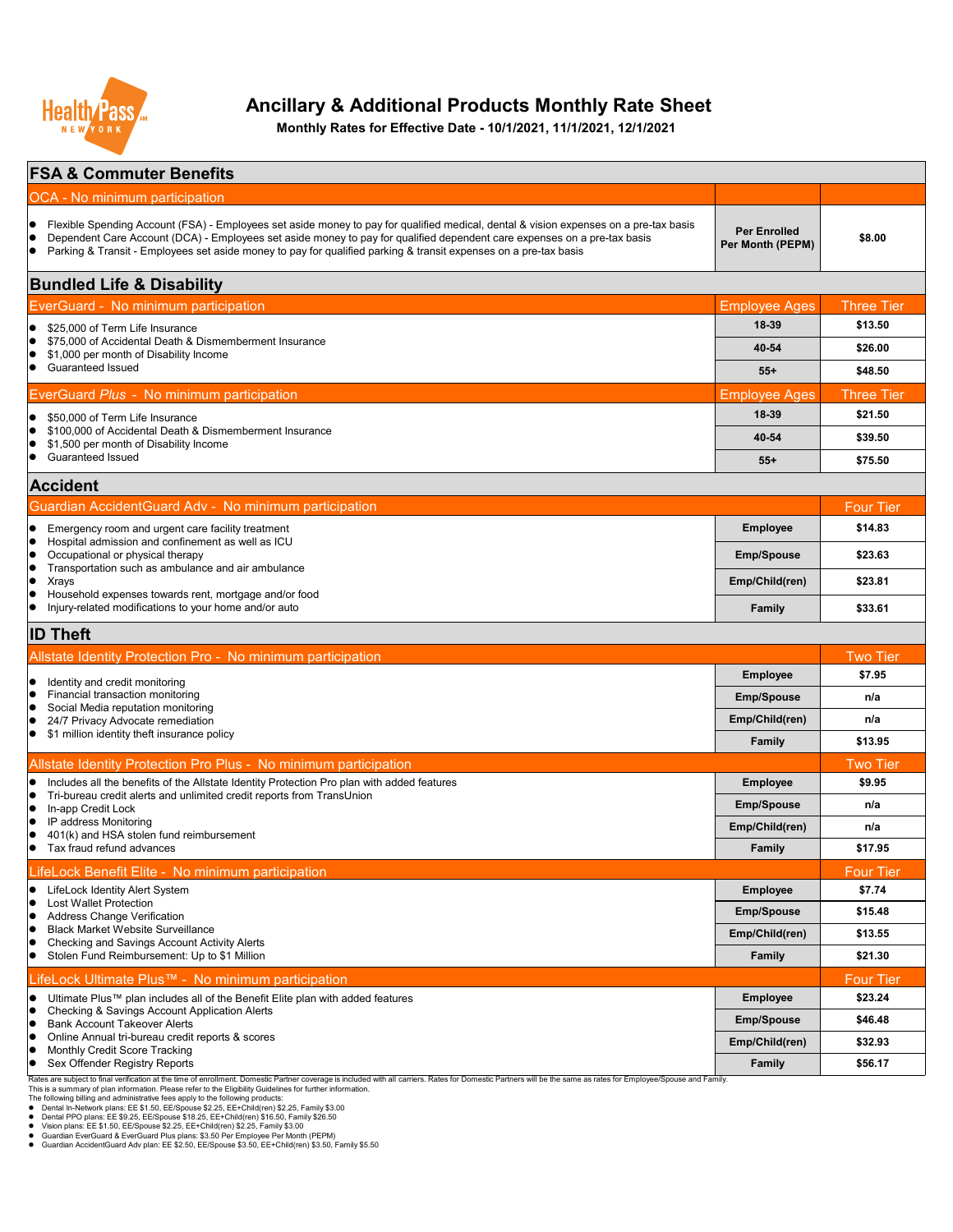# Ancillary & Additional Products Monthly Rate Sheet

**Monthly Rates for Effective Date - 10/1/2021, 11/1/2021, 12/1/2021**

## FSA & Commuter Benefits

| OCA - No minimum participation | | |
|---|---|---|
| • Flexible Spending Account (FSA) - Employees set aside money to pay for qualified medical, dental & vision expenses on a pre-tax basis<br>• Dependent Care Account (DCA) - Employees set aside money to pay for qualified dependent care expenses on a pre-tax basis<br>• Parking & Transit - Employees set aside money to pay for qualified parking & transit expenses on a pre-tax basis | Per Enrolled Per Month (PEPM) | $8.00 |

## Bundled Life & Disability

| EverGuard - No minimum participation | Employee Ages | Three Tier |
|---|---|---|
| • $25,000 of Term Life Insurance<br>• $75,000 of Accidental Death & Dismemberment Insurance<br>• $1,000 per month of Disability Income<br>• Guaranteed Issued | 18-39 | $13.50 |
| | 40-54 | $26.00 |
| | 55+ | $48.50 |

| EverGuard *Plus* - No minimum participation | Employee Ages | Three Tier |
|---|---|---|
| • $50,000 of Term Life Insurance<br>• $100,000 of Accidental Death & Dismemberment Insurance<br>• $1,500 per month of Disability Income<br>• Guaranteed Issued | 18-39 | $21.50 |
| | 40-54 | $39.50 |
| | 55+ | $75.50 |

## Accident

| Guardian AccidentGuard Adv - No minimum participation | | Four Tier |
|---|---|---|
| • Emergency room and urgent care facility treatment<br>• Hospital admission and confinement as well as ICU<br>• Occupational or physical therapy<br>• Transportation such as ambulance and air ambulance<br>• Xrays<br>• Household expenses towards rent, mortgage and/or food<br>• Injury-related modifications to your home and/or auto | Employee | $14.83 |
| | Emp/Spouse | $23.63 |
| | Emp/Child(ren) | $23.81 |
| | Family | $33.61 |

## ID Theft

| Allstate Identity Protection Pro - No minimum participation | | Two Tier |
|---|---|---|
| • Identity and credit monitoring<br>• Financial transaction monitoring<br>• Social Media reputation monitoring<br>• 24/7 Privacy Advocate remediation<br>• $1 million identity theft insurance policy | Employee | $7.95 |
| | Emp/Spouse | n/a |
| | Emp/Child(ren) | n/a |
| | Family | $13.95 |

| Allstate Identity Protection Pro Plus - No minimum participation | | Two Tier |
|---|---|---|
| • Includes all the benefits of the Allstate Identity Protection Pro plan with added features<br>• Tri-bureau credit alerts and unlimited credit reports from TransUnion<br>• In-app Credit Lock<br>• IP address Monitoring<br>• 401(k) and HSA stolen fund reimbursement<br>• Tax fraud refund advances | Employee | $9.95 |
| | Emp/Spouse | n/a |
| | Emp/Child(ren) | n/a |
| | Family | $17.95 |

| LifeLock Benefit Elite - No minimum participation | | Four Tier |
|---|---|---|
| • LifeLock Identity Alert System<br>• Lost Wallet Protection<br>• Address Change Verification<br>• Black Market Website Surveillance<br>• Checking and Savings Account Activity Alerts<br>• Stolen Fund Reimbursement: Up to $1 Million | Employee | $7.74 |
| | Emp/Spouse | $15.48 |
| | Emp/Child(ren) | $13.55 |
| | Family | $21.30 |

| LifeLock Ultimate Plus™ - No minimum participation | | Four Tier |
|---|---|---|
| • Ultimate Plus™ plan includes all of the Benefit Elite plan with added features<br>• Checking & Savings Account Application Alerts<br>• Bank Account Takeover Alerts<br>• Online Annual tri-bureau credit reports & scores<br>• Monthly Credit Score Tracking<br>• Sex Offender Registry Reports | Employee | $23.24 |
| | Emp/Spouse | $46.48 |
| | Emp/Child(ren) | $32.93 |
| | Family | $56.17 |

Rates are subject to final verification at the time of enrollment. Domestic Partner coverage is included with all carriers. Rates for Domestic Partners will be the same as rates for Employee/Spouse and Family.
This is a summary of plan information. Please refer to the Eligibility Guidelines for further information.
The following billing and administrative fees apply to the following products:

- Dental In-Network plans: EE $1.50, EE/Spouse $2.25, EE+Child(ren) $2.25, Family $3.00
- Dental PPO plans: EE $9.25, EE/Spouse $18.25, EE+Child(ren) $16.50, Family $26.50
- Vision plans: EE $1.50, EE/Spouse $2.25, EE+Child(ren) $2.25, Family $3.00
- Guardian EverGuard & EverGuard Plus plans: $3.50 Per Employee Per Month (PEPM)
- Guardian AccidentGuard Adv plan: EE $2.50, EE/Spouse $3.50, EE+Child(ren) $3.50, Family $5.50